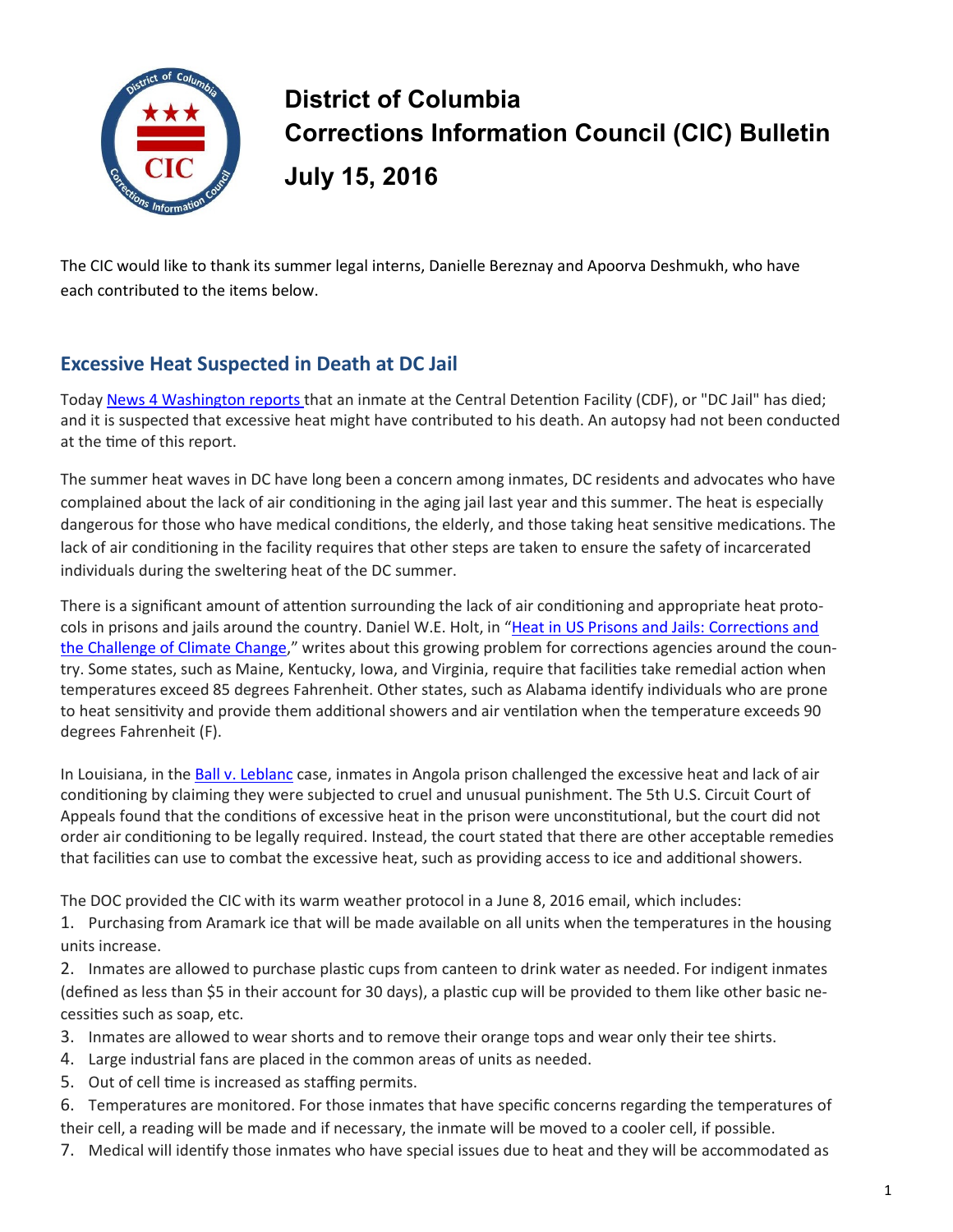# District of Columbia Corrections Information Council (CIC) Bulletin

## July 15, 2016

The CIC would like to thank its summer legal interns, Danielle Bereznay and Apoorva Deshmukh, who have each contributed to the items below.

## Excessive Heat Suspected in Death at DC Jail

Today News 4 Washington reports that an inmate at the Central Detention Facility (CDF), or "DC Jail" has died; and it is suspected that excessive heat might have contributed to his death. An autopsy had not been conducted at the time of this report.

The summer heat waves in DC have long been a concern among inmates, DC residents and advocates who have complained about the lack of air conditioning in the aging jail last year and this summer. The heat is especially dangerous for those who have medical conditions, the elderly, and those taking heat sensitive medications. The lack of air conditioning in the facility requires that other steps are taken to ensure the safety of incarcerated individuals during the sweltering heat of the DC summer.

There is a significant amount of attention surrounding the lack of air conditioning and appropriate heat protocols in prisons and jails around the country. Daniel W.E. Holt, in "Heat in US Prisons and Jails: Corrections and the Challenge of Climate Change," writes about this growing problem for corrections agencies around the country. Some states, such as Maine, Kentucky, Iowa, and Virginia, require that facilities take remedial action when temperatures exceed 85 degrees Fahrenheit. Other states, such as Alabama identify individuals who are prone to heat sensitivity and provide them additional showers and air ventilation when the temperature exceeds 90 degrees Fahrenheit (F).

In Louisiana, in the Ball v. Leblanc case, inmates in Angola prison challenged the excessive heat and lack of air conditioning by claiming they were subjected to cruel and unusual punishment. The 5th U.S. Circuit Court of Appeals found that the conditions of excessive heat in the prison were unconstitutional, but the court did not order air conditioning to be legally required. Instead, the court stated that there are other acceptable remedies that facilities can use to combat the excessive heat, such as providing access to ice and additional showers.

The DOC provided the CIC with its warm weather protocol in a June 8, 2016 email, which includes:

1. Purchasing from Aramark ice that will be made available on all units when the temperatures in the housing units increase.
2. Inmates are allowed to purchase plastic cups from canteen to drink water as needed. For indigent inmates (defined as less than $5 in their account for 30 days), a plastic cup will be provided to them like other basic necessities such as soap, etc.
3. Inmates are allowed to wear shorts and to remove their orange tops and wear only their tee shirts.
4. Large industrial fans are placed in the common areas of units as needed.
5. Out of cell time is increased as staffing permits.
6. Temperatures are monitored. For those inmates that have specific concerns regarding the temperatures of their cell, a reading will be made and if necessary, the inmate will be moved to a cooler cell, if possible.
7. Medical will identify those inmates who have special issues due to heat and they will be accommodated as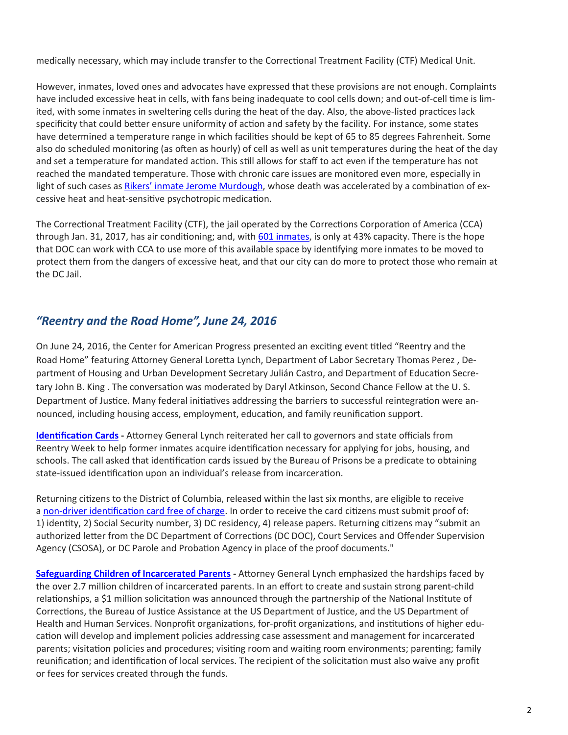medically necessary, which may include transfer to the Correctional Treatment Facility (CTF) Medical Unit.

However, inmates, loved ones and advocates have expressed that these provisions are not enough. Complaints have included excessive heat in cells, with fans being inadequate to cool cells down; and out-of-cell time is limited, with some inmates in sweltering cells during the heat of the day. Also, the above-listed practices lack specificity that could better ensure uniformity of action and safety by the facility. For instance, some states have determined a temperature range in which facilities should be kept of 65 to 85 degrees Fahrenheit. Some also do scheduled monitoring (as often as hourly) of cell as well as unit temperatures during the heat of the day and set a temperature for mandated action. This still allows for staff to act even if the temperature has not reached the mandated temperature. Those with chronic care issues are monitored even more, especially in light of such cases as Rikers' inmate Jerome Murdough, whose death was accelerated by a combination of excessive heat and heat-sensitive psychotropic medication.

The Correctional Treatment Facility (CTF), the jail operated by the Corrections Corporation of America (CCA) through Jan. 31, 2017, has air conditioning; and, with 601 inmates, is only at 43% capacity. There is the hope that DOC can work with CCA to use more of this available space by identifying more inmates to be moved to protect them from the dangers of excessive heat, and that our city can do more to protect those who remain at the DC Jail.

## *"Reentry and the Road Home", June 24, 2016*

On June 24, 2016, the Center for American Progress presented an exciting event titled "Reentry and the Road Home" featuring Attorney General Loretta Lynch, Department of Labor Secretary Thomas Perez , Department of Housing and Urban Development Secretary Julián Castro, and Department of Education Secretary John B. King . The conversation was moderated by Daryl Atkinson, Second Chance Fellow at the U. S. Department of Justice. Many federal initiatives addressing the barriers to successful reintegration were announced, including housing access, employment, education, and family reunification support.

**Identification Cards -** Attorney General Lynch reiterated her call to governors and state officials from Reentry Week to help former inmates acquire identification necessary for applying for jobs, housing, and schools. The call asked that identification cards issued by the Bureau of Prisons be a predicate to obtaining state-issued identification upon an individual's release from incarceration.

Returning citizens to the District of Columbia, released within the last six months, are eligible to receive a non-driver identification card free of charge. In order to receive the card citizens must submit proof of: 1) identity, 2) Social Security number, 3) DC residency, 4) release papers. Returning citizens may "submit an authorized letter from the DC Department of Corrections (DC DOC), Court Services and Offender Supervision Agency (CSOSA), or DC Parole and Probation Agency in place of the proof documents."

**Safeguarding Children of Incarcerated Parents -** Attorney General Lynch emphasized the hardships faced by the over 2.7 million children of incarcerated parents. In an effort to create and sustain strong parent-child relationships, a $1 million solicitation was announced through the partnership of the National Institute of Corrections, the Bureau of Justice Assistance at the US Department of Justice, and the US Department of Health and Human Services. Nonprofit organizations, for-profit organizations, and institutions of higher education will develop and implement policies addressing case assessment and management for incarcerated parents; visitation policies and procedures; visiting room and waiting room environments; parenting; family reunification; and identification of local services. The recipient of the solicitation must also waive any profit or fees for services created through the funds.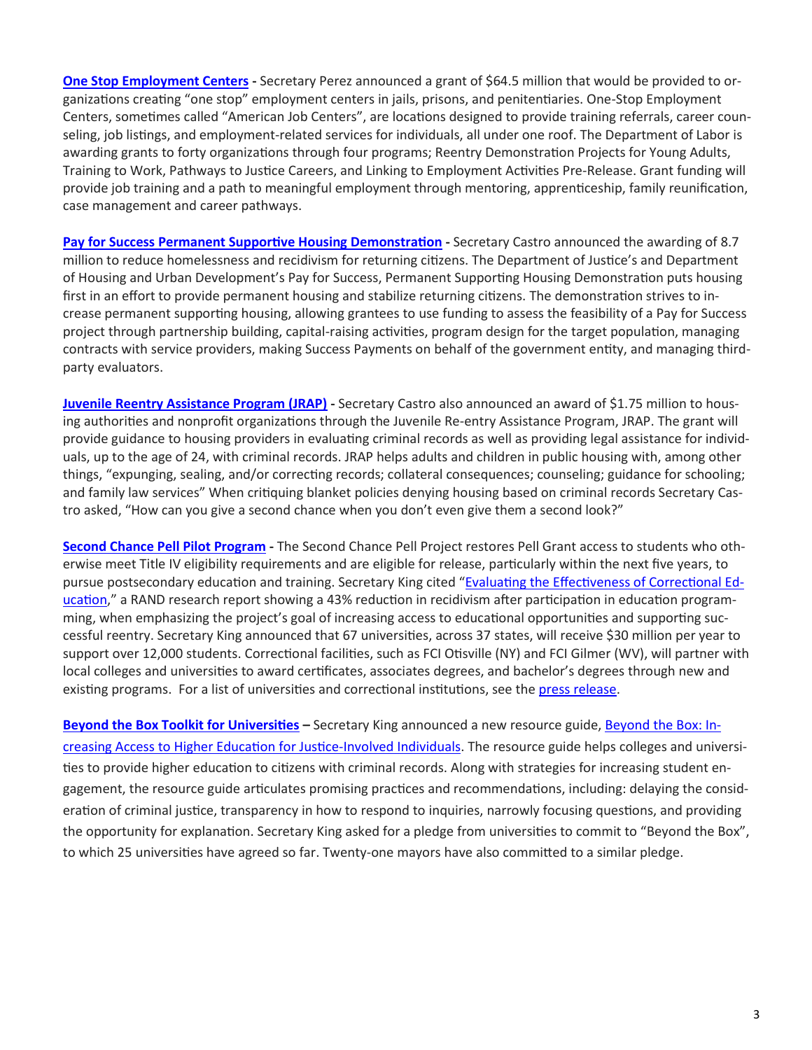**One Stop Employment Centers -** Secretary Perez announced a grant of $64.5 million that would be provided to organizations creating "one stop" employment centers in jails, prisons, and penitentiaries. One-Stop Employment Centers, sometimes called "American Job Centers", are locations designed to provide training referrals, career counseling, job listings, and employment-related services for individuals, all under one roof. The Department of Labor is awarding grants to forty organizations through four programs; Reentry Demonstration Projects for Young Adults, Training to Work, Pathways to Justice Careers, and Linking to Employment Activities Pre-Release. Grant funding will provide job training and a path to meaningful employment through mentoring, apprenticeship, family reunification, case management and career pathways.

**Pay for Success Permanent Supportive Housing Demonstration -** Secretary Castro announced the awarding of 8.7 million to reduce homelessness and recidivism for returning citizens. The Department of Justice's and Department of Housing and Urban Development's Pay for Success, Permanent Supporting Housing Demonstration puts housing first in an effort to provide permanent housing and stabilize returning citizens. The demonstration strives to increase permanent supporting housing, allowing grantees to use funding to assess the feasibility of a Pay for Success project through partnership building, capital-raising activities, program design for the target population, managing contracts with service providers, making Success Payments on behalf of the government entity, and managing third-party evaluators.

**Juvenile Reentry Assistance Program (JRAP) -** Secretary Castro also announced an award of $1.75 million to housing authorities and nonprofit organizations through the Juvenile Re-entry Assistance Program, JRAP. The grant will provide guidance to housing providers in evaluating criminal records as well as providing legal assistance for individuals, up to the age of 24, with criminal records. JRAP helps adults and children in public housing with, among other things, "expunging, sealing, and/or correcting records; collateral consequences; counseling; guidance for schooling; and family law services" When critiquing blanket policies denying housing based on criminal records Secretary Castro asked, "How can you give a second chance when you don't even give them a second look?"

**Second Chance Pell Pilot Program -** The Second Chance Pell Project restores Pell Grant access to students who otherwise meet Title IV eligibility requirements and are eligible for release, particularly within the next five years, to pursue postsecondary education and training. Secretary King cited "Evaluating the Effectiveness of Correctional Education," a RAND research report showing a 43% reduction in recidivism after participation in education programming, when emphasizing the project's goal of increasing access to educational opportunities and supporting successful reentry. Secretary King announced that 67 universities, across 37 states, will receive $30 million per year to support over 12,000 students. Correctional facilities, such as FCI Otisville (NY) and FCI Gilmer (WV), will partner with local colleges and universities to award certificates, associates degrees, and bachelor's degrees through new and existing programs. For a list of universities and correctional institutions, see the press release.

**Beyond the Box Toolkit for Universities –** Secretary King announced a new resource guide, Beyond the Box: Increasing Access to Higher Education for Justice-Involved Individuals. The resource guide helps colleges and universities to provide higher education to citizens with criminal records. Along with strategies for increasing student engagement, the resource guide articulates promising practices and recommendations, including: delaying the consideration of criminal justice, transparency in how to respond to inquiries, narrowly focusing questions, and providing the opportunity for explanation. Secretary King asked for a pledge from universities to commit to "Beyond the Box", to which 25 universities have agreed so far. Twenty-one mayors have also committed to a similar pledge.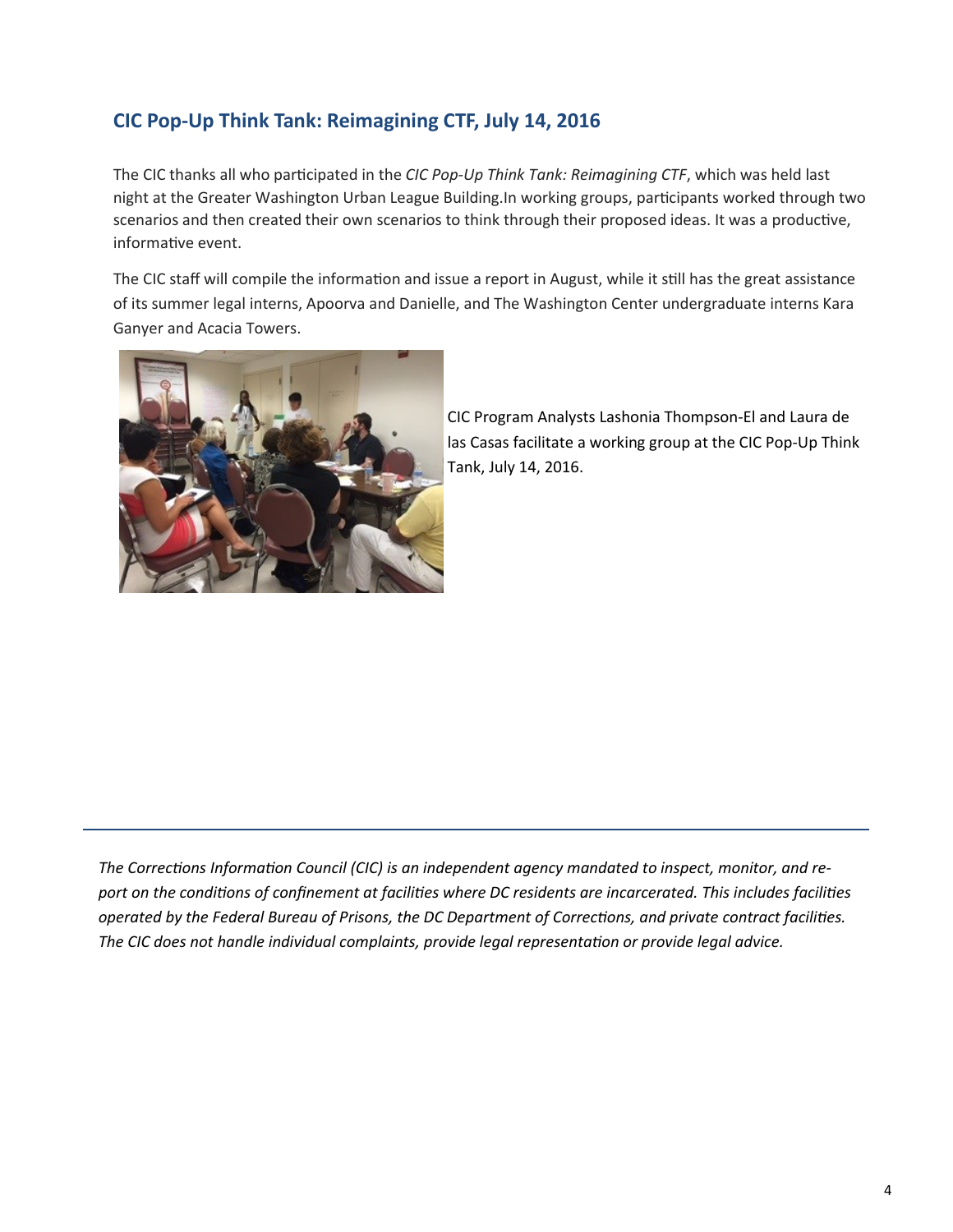## CIC Pop-Up Think Tank: Reimagining CTF, July 14, 2016

The CIC thanks all who participated in the *CIC Pop-Up Think Tank: Reimagining CTF*, which was held last night at the Greater Washington Urban League Building.In working groups, participants worked through two scenarios and then created their own scenarios to think through their proposed ideas. It was a productive, informative event.

The CIC staff will compile the information and issue a report in August, while it still has the great assistance of its summer legal interns, Apoorva and Danielle, and The Washington Center undergraduate interns Kara Ganyer and Acacia Towers.

CIC Program Analysts Lashonia Thompson-El and Laura de las Casas facilitate a working group at the CIC Pop-Up Think Tank, July 14, 2016.

---

*The Corrections Information Council (CIC) is an independent agency mandated to inspect, monitor, and report on the conditions of confinement at facilities where DC residents are incarcerated. This includes facilities operated by the Federal Bureau of Prisons, the DC Department of Corrections, and private contract facilities. The CIC does not handle individual complaints, provide legal representation or provide legal advice.*